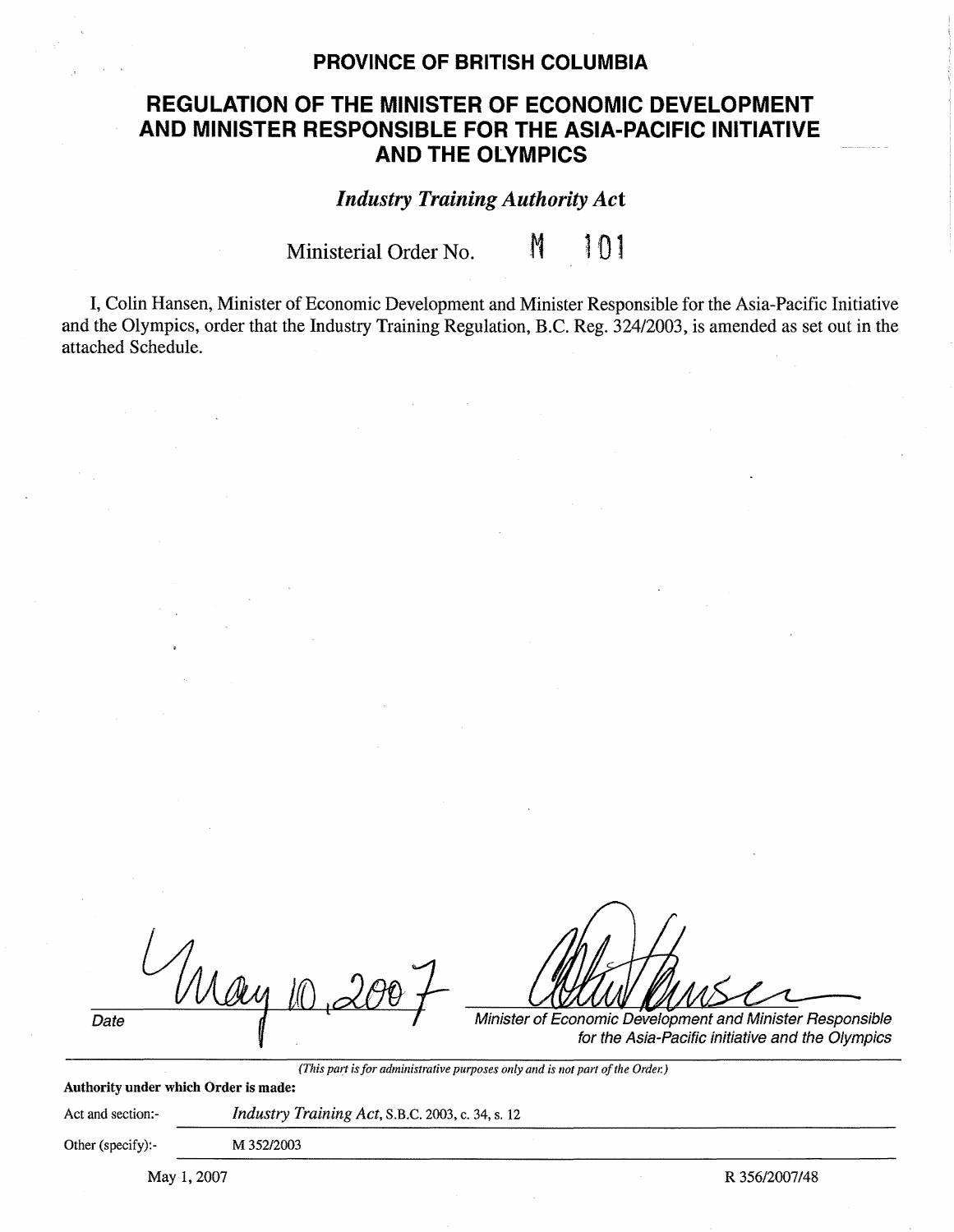# PROVINCE OF BRITISH COLUMBIA

## REGULATION OF THE MINISTER OF ECONOMIC DEVELOPMENT AND MINISTER RESPONSIBLE FOR THE ASIA-PACIFIC INITIATIVE AND THE OLYMPICS

*Industry Training Authority Act*

Ministerial Order No. M 101

I, Colin Hansen, Minister of Economic Development and Minister Responsible for the Asia-Pacific Initiative and the Olympics, order that the Industry Training Regulation, B.C. Reg. 324/2003, is amended as set out in the attached Schedule.

May 10, 2007

Date

*Minister of Economic Development and Minister Responsible for the Asia-Pacific initiative and the Olympics*

*(This part is for administrative purposes only and is not part of the Order.)*

**Authority under which Order is made:**

Act and section:- *Industry Training Act*, S.B.C. 2003, c. 34, s. 12

Other (specify):- M 352/2003

May 1, 2007

R 356/2007/48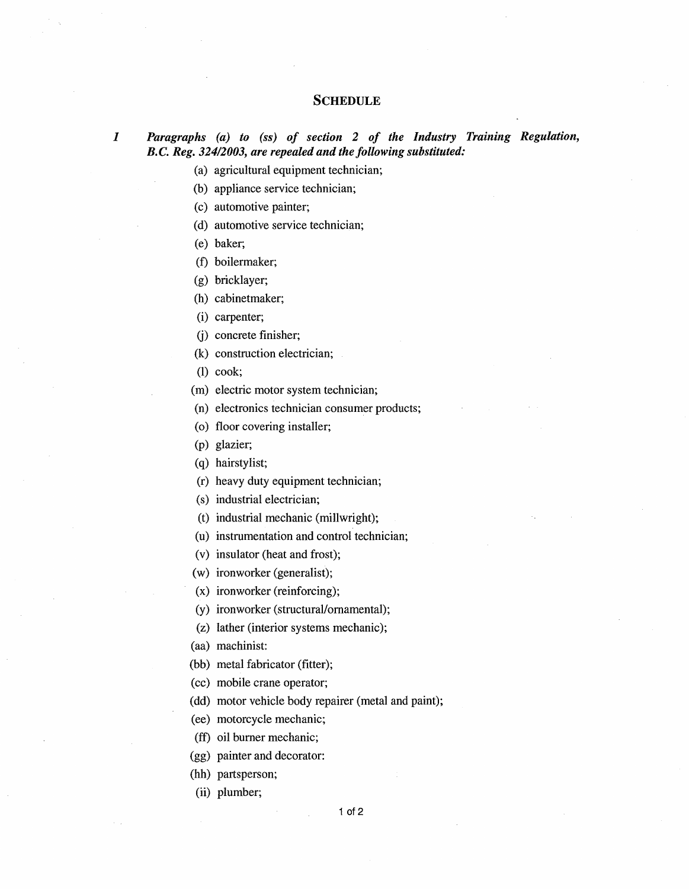## SCHEDULE

**1** ***Paragraphs (a) to (ss) of section 2 of the Industry Training Regulation, B.C. Reg. 324/2003, are repealed and the following substituted:***

(a) agricultural equipment technician;

(b) appliance service technician;

(c) automotive painter;

(d) automotive service technician;

(e) baker;

(f) boilermaker;

(g) bricklayer;

(h) cabinetmaker;

(i) carpenter;

(j) concrete finisher;

(k) construction electrician;

(l) cook;

(m) electric motor system technician;

(n) electronics technician consumer products;

(o) floor covering installer;

(p) glazier;

(q) hairstylist;

(r) heavy duty equipment technician;

(s) industrial electrician;

(t) industrial mechanic (millwright);

(u) instrumentation and control technician;

(v) insulator (heat and frost);

(w) ironworker (generalist);

(x) ironworker (reinforcing);

(y) ironworker (structural/ornamental);

(z) lather (interior systems mechanic);

(aa) machinist:

(bb) metal fabricator (fitter);

(cc) mobile crane operator;

(dd) motor vehicle body repairer (metal and paint);

(ee) motorcycle mechanic;

(ff) oil burner mechanic;

(gg) painter and decorator:

(hh) partsperson;

(ii) plumber;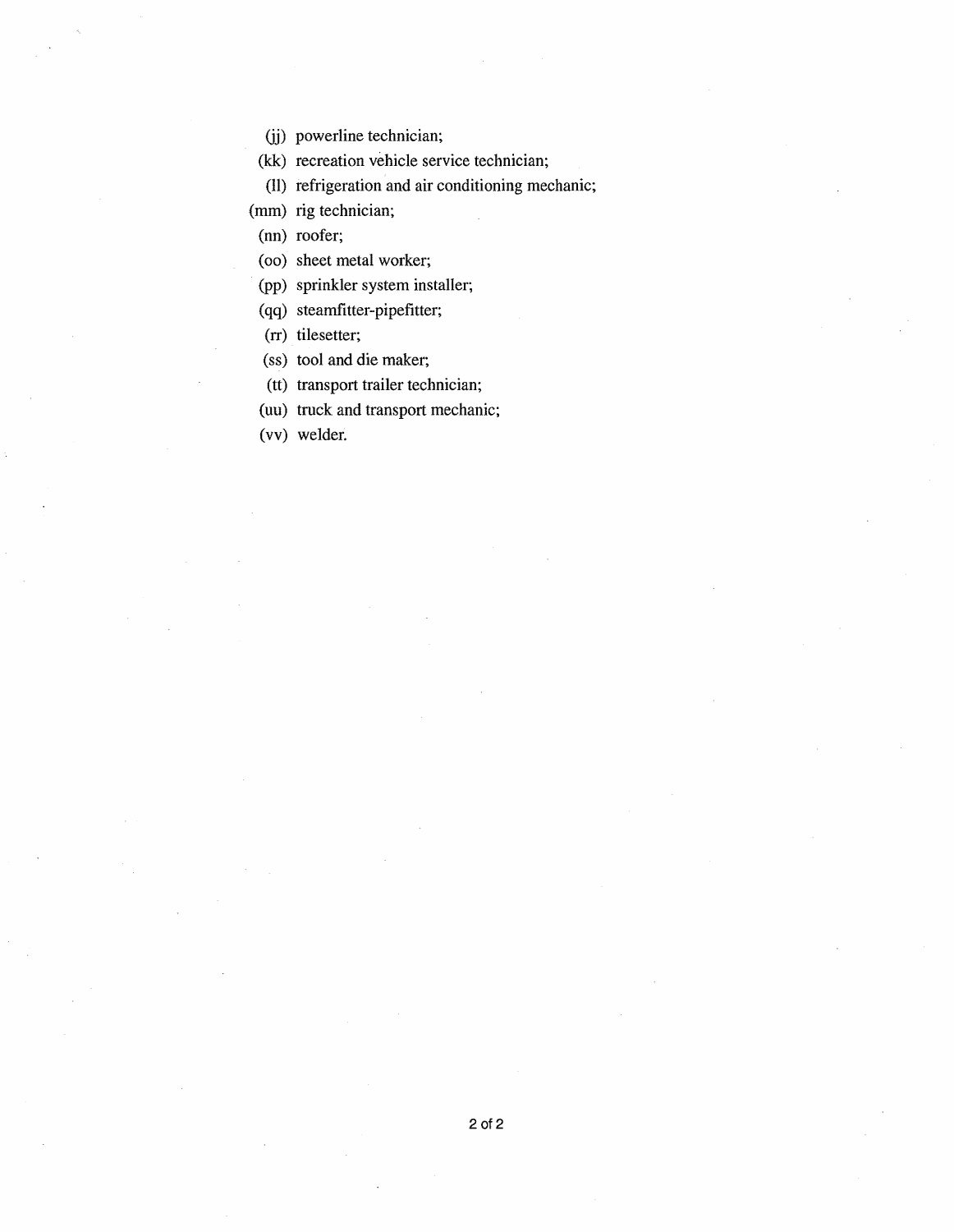(jj) powerline technician;

(kk) recreation vehicle service technician;

(ll) refrigeration and air conditioning mechanic;

(mm) rig technician;

(nn) roofer;

(oo) sheet metal worker;

(pp) sprinkler system installer;

(qq) steamfitter-pipefitter;

(rr) tilesetter;

(ss) tool and die maker;

(tt) transport trailer technician;

(uu) truck and transport mechanic;

(vv) welder.